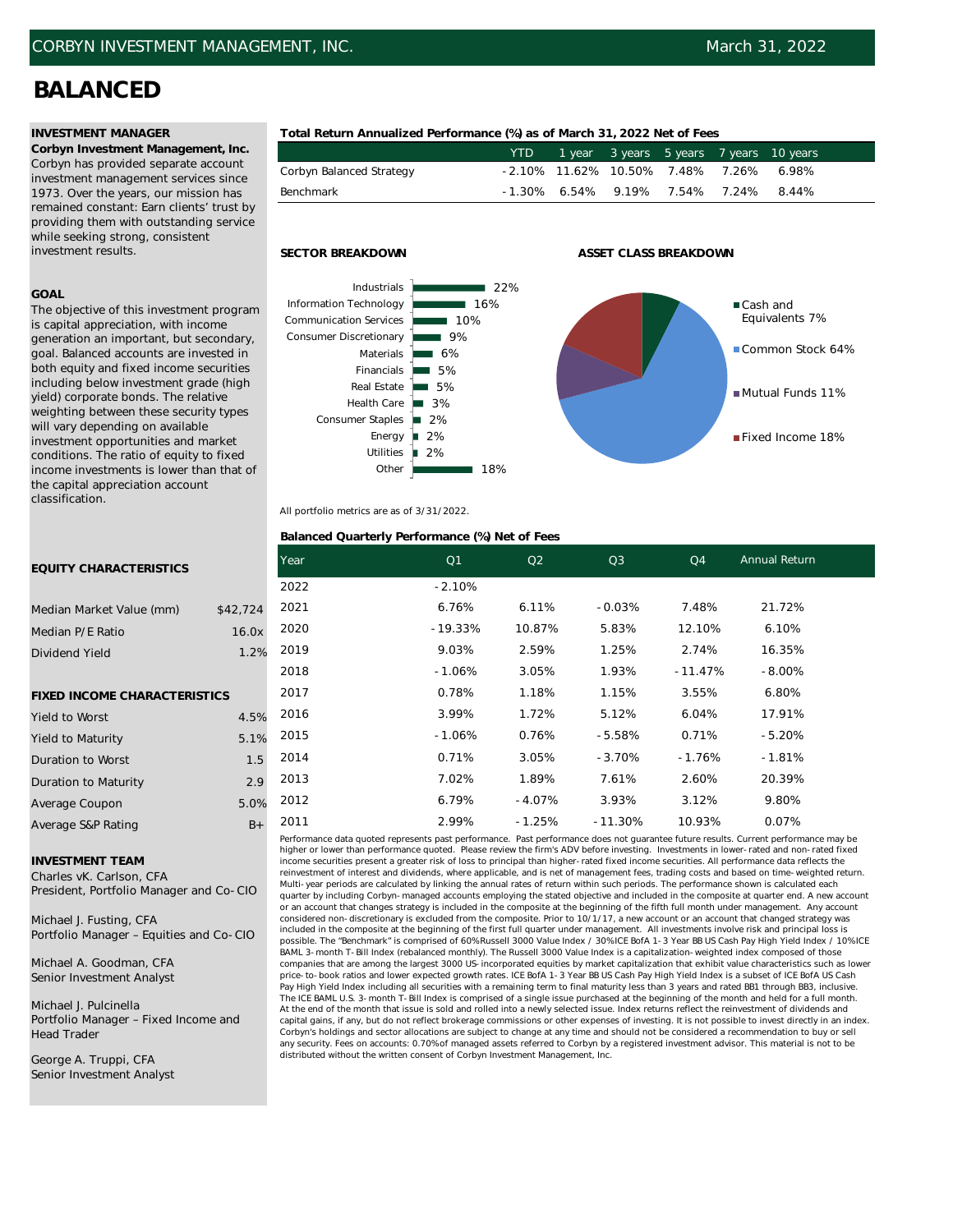CORBYN INVESTMENT MANAGEMENT, INC.

March 31, 2022

# BALANCED

### INVESTMENT MANAGER

**Corbyn Investment Management, Inc.**

Corbyn has provided separate account investment management services since 1973. Over the years, our mission has remained constant: Earn clients' trust by providing them with outstanding service while seeking strong, consistent investment results.

### GOAL

The objective of this investment program is capital appreciation, with income generation an important, but secondary, goal. Balanced accounts are invested in both equity and fixed income securities including below investment grade (high yield) corporate bonds. The relative weighting between these security types will vary depending on available investment opportunities and market conditions. The ratio of equity to fixed income investments is lower than that of the capital appreciation account classification.

### EQUITY CHARACTERISTICS

| | |
|---|---|
| Median Market Value (mm) | $42,724 |
| Median P/E Ratio | 16.0x |
| Dividend Yield | 1.2% |

### FIXED INCOME CHARACTERISTICS

| | |
|---|---|
| Yield to Worst | 4.5% |
| Yield to Maturity | 5.1% |
| Duration to Worst | 1.5 |
| Duration to Maturity | 2.9 |
| Average Coupon | 5.0% |
| Average S&P Rating | B+ |

### INVESTMENT TEAM

Charles vK. Carlson, CFA
President, Portfolio Manager and Co-CIO

Michael J. Fusting, CFA
Portfolio Manager – Equities and Co-CIO

Michael A. Goodman, CFA
Senior Investment Analyst

Michael J. Pulcinella
Portfolio Manager – Fixed Income and Head Trader

George A. Truppi, CFA
Senior Investment Analyst

**Total Return Annualized Performance (%) as of March 31, 2022 Net of Fees**

| | YTD | 1 year | 3 years | 5 years | 7 years | 10 years |
|---|---|---|---|---|---|---|
| Corbyn Balanced Strategy | -2.10% | 11.62% | 10.50% | 7.48% | 7.26% | 6.98% |
| Benchmark | -1.30% | 6.54% | 9.19% | 7.54% | 7.24% | 8.44% |

**SECTOR BREAKDOWN**

Industrials 22%
Information Technology 16%
Communication Services 10%
Consumer Discretionary 9%
Materials 6%
Financials 5%
Real Estate 5%
Health Care 3%
Consumer Staples 2%
Energy 2%
Utilities 2%
Other 18%

**ASSET CLASS BREAKDOWN**

Cash and Equivalents 7%
Common Stock 64%
Mutual Funds 11%
Fixed Income 18%

All portfolio metrics are as of 3/31/2022.

**Balanced Quarterly Performance (%) Net of Fees**

| Year | Q1 | Q2 | Q3 | Q4 | Annual Return |
|---|---|---|---|---|---|
| 2022 | -2.10% | | | | |
| 2021 | 6.76% | 6.11% | -0.03% | 7.48% | 21.72% |
| 2020 | -19.33% | 10.87% | 5.83% | 12.10% | 6.10% |
| 2019 | 9.03% | 2.59% | 1.25% | 2.74% | 16.35% |
| 2018 | -1.06% | 3.05% | 1.93% | -11.47% | -8.00% |
| 2017 | 0.78% | 1.18% | 1.15% | 3.55% | 6.80% |
| 2016 | 3.99% | 1.72% | 5.12% | 6.04% | 17.91% |
| 2015 | -1.06% | 0.76% | -5.58% | 0.71% | -5.20% |
| 2014 | 0.71% | 3.05% | -3.70% | -1.76% | -1.81% |
| 2013 | 7.02% | 1.89% | 7.61% | 2.60% | 20.39% |
| 2012 | 6.79% | -4.07% | 3.93% | 3.12% | 9.80% |
| 2011 | 2.99% | -1.25% | -11.30% | 10.93% | 0.07% |

Performance data quoted represents past performance. Past performance does not guarantee future results. Current performance may be higher or lower than performance quoted. Please review the firm's ADV before investing. Investments in lower-rated and non-rated fixed income securities present a greater risk of loss to principal than higher-rated fixed income securities. All performance data reflects the reinvestment of interest and dividends, where applicable, and is net of management fees, trading costs and based on time-weighted return. Multi-year periods are calculated by linking the annual rates of return within such periods. The performance shown is calculated each quarter by including Corbyn-managed accounts employing the stated objective and included in the composite at quarter end. A new account or an account that changes strategy is included in the composite at the beginning of the fifth full month under management. Any account considered non-discretionary is excluded from the composite. Prior to 10/1/17, a new account or an account that changed strategy was included in the composite at the beginning of the first full quarter under management. All investments involve risk and principal loss is possible. The "Benchmark" is comprised of 60% Russell 3000 Value Index / 30% ICE BofA 1-3 Year BB US Cash Pay High Yield Index / 10% ICE BAML 3-month T-Bill Index (rebalanced monthly). The Russell 3000 Value Index is a capitalization-weighted index composed of those companies that are among the largest 3000 US-incorporated equities by market capitalization that exhibit value characteristics such as lower price-to-book ratios and lower expected growth rates. ICE BofA 1-3 Year BB US Cash Pay High Yield Index is a subset of ICE BofA US Cash Pay High Yield Index including all securities with a remaining term to final maturity less than 3 years and rated BB1 through BB3, inclusive. The ICE BAML U.S. 3-month T-Bill Index is comprised of a single issue purchased at the beginning of the month and held for a full month. At the end of the month that issue is sold and rolled into a newly selected issue. Index returns reflect the reinvestment of dividends and capital gains, if any, but do not reflect brokerage commissions or other expenses of investing. It is not possible to invest directly in an index. Corbyn's holdings and sector allocations are subject to change at any time and should not be considered a recommendation to buy or sell any security. Fees on accounts: 0.70% of managed assets referred to Corbyn by a registered investment advisor. This material is not to be distributed without the written consent of Corbyn Investment Management, Inc.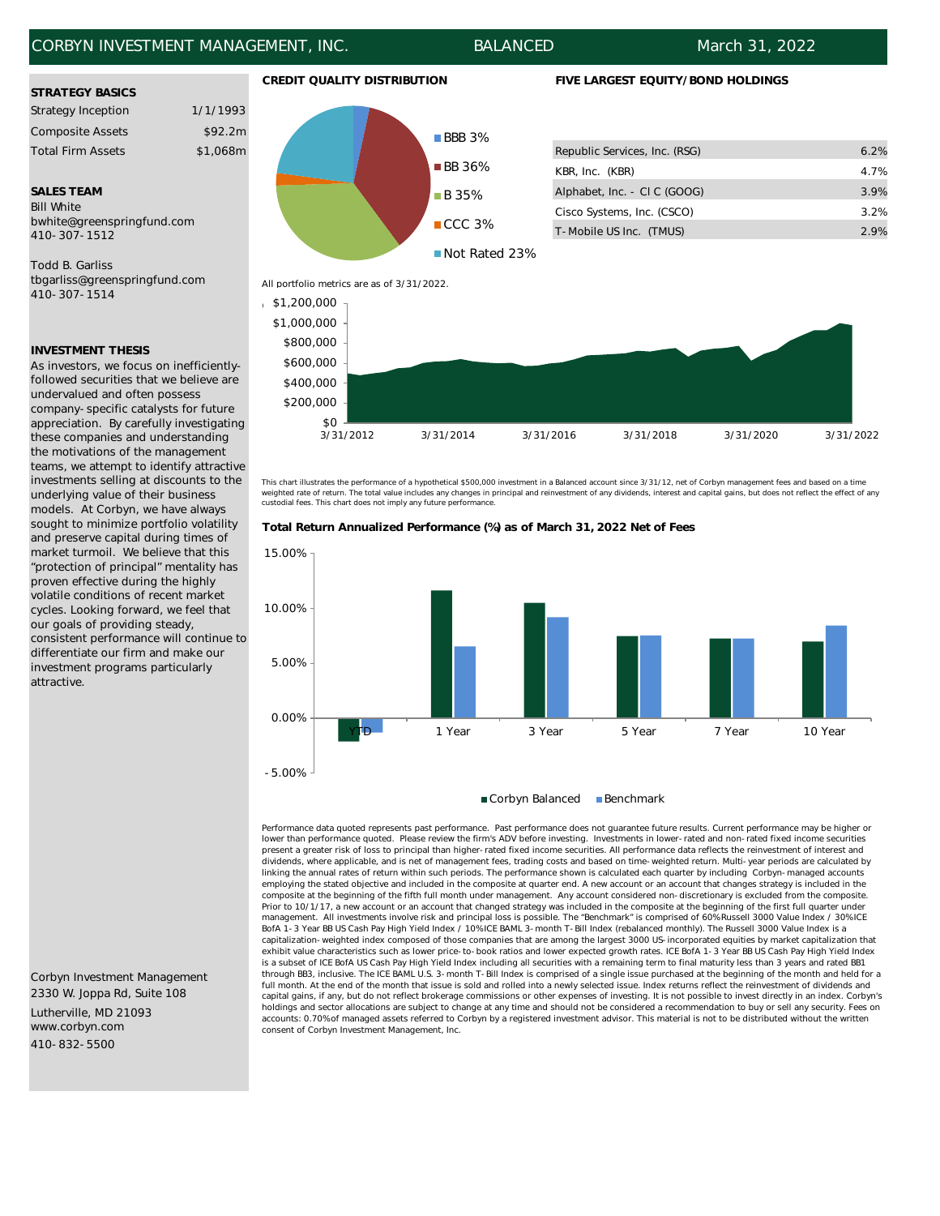CORBYN INVESTMENT MANAGEMENT, INC. BALANCED March 31, 2022

### STRATEGY BASICS

| | |
|---|---|
| Strategy Inception | 1/1/1993 |
| Composite Assets | $92.2m |
| Total Firm Assets | $1,068m |

### SALES TEAM

Bill White
bwhite@greenspringfund.com
410-307-1512

Todd B. Garliss
tbgarliss@greenspringfund.com
410-307-1514

### INVESTMENT THESIS

As investors, we focus on inefficiently-followed securities that we believe are undervalued and often possess company-specific catalysts for future appreciation. By carefully investigating these companies and understanding the motivations of the management teams, we attempt to identify attractive investments selling at discounts to the underlying value of their business models. At Corbyn, we have always sought to minimize portfolio volatility and preserve capital during times of market turmoil. We believe that this "protection of principal" mentality has proven effective during the highly volatile conditions of recent market cycles. Looking forward, we feel that our goals of providing steady, consistent performance will continue to differentiate our firm and make our investment programs particularly attractive.

### CREDIT QUALITY DISTRIBUTION

BBB 3%
BB 36%
B 35%
CCC 3%
Not Rated 23%

### FIVE LARGEST EQUITY/BOND HOLDINGS

| | |
|---|---|
| Republic Services, Inc. (RSG) | 6.2% |
| KBR, Inc. (KBR) | 4.7% |
| Alphabet, Inc. - Cl C (GOOG) | 3.9% |
| Cisco Systems, Inc. (CSCO) | 3.2% |
| T-Mobile US Inc. (TMUS) | 2.9% |

All portfolio metrics are as of 3/31/2022.

$1,200,000
$1,000,000
$800,000
$600,000
$400,000
$200,000
$0
3/31/2012 3/31/2014 3/31/2016 3/31/2018 3/31/2020 3/31/2022

This chart illustrates the performance of a hypothetical $500,000 investment in a Balanced account since 3/31/12, net of Corbyn management fees and based on a time weighted rate of return. The total value includes any changes in principal and reinvestment of any dividends, interest and capital gains, but does not reflect the effect of any custodial fees. This chart does not imply any future performance.

### Total Return Annualized Performance (%) as of March 31, 2022 Net of Fees

15.00%
10.00%
5.00%
0.00%
-5.00%
YTD 1 Year 3 Year 5 Year 7 Year 10 Year
Corbyn Balanced Benchmark

Performance data quoted represents past performance. Past performance does not guarantee future results. Current performance may be higher or lower than performance quoted. Please review the firm's ADV before investing. Investments in lower-rated and non-rated fixed income securities present a greater risk of loss to principal than higher-rated fixed income securities. All performance data reflects the reinvestment of interest and dividends, where applicable, and is net of management fees, trading costs and based on time-weighted return. Multi-year periods are calculated by linking the annual rates of return within such periods. The performance shown is calculated each quarter by including Corbyn-managed accounts employing the stated objective and included in the composite at quarter end. A new account or an account that changes strategy is included in the composite at the beginning of the fifth full month under management. Any account considered non-discretionary is excluded from the composite. Prior to 10/1/17, a new account or an account that changed strategy was included in the composite at the beginning of the first full quarter under management. All investments involve risk and principal loss is possible. The "Benchmark" is comprised of 60% Russell 3000 Value Index / 30% ICE BofA 1-3 Year BB US Cash Pay High Yield Index / 10% ICE BAML 3-month T-Bill Index (rebalanced monthly). The Russell 3000 Value Index is a capitalization-weighted index composed of those companies that are among the largest 3000 US-incorporated equities by market capitalization that exhibit value characteristics such as lower price-to-book ratios and lower expected growth rates. ICE BofA 1-3 Year BB US Cash Pay High Yield Index is a subset of ICE BofA US Cash Pay High Yield Index including all securities with a remaining term to final maturity less than 3 years and rated BB1 through BB3, inclusive. The ICE BAML U.S. 3-month T-Bill Index is comprised of a single issue purchased at the beginning of the month and held for a full month. At the end of the month that issue is sold and rolled into a newly selected issue. Index returns reflect the reinvestment of dividends and capital gains, if any, but do not reflect brokerage commissions or other expenses of investing. It is not possible to invest directly in an index. Corbyn's holdings and sector allocations are subject to change at any time and should not be considered a recommendation to buy or sell any security. Fees on accounts: 0.70% of managed assets referred to Corbyn by a registered investment advisor. This material is not to be distributed without the written consent of Corbyn Investment Management, Inc.

Corbyn Investment Management
2330 W. Joppa Rd, Suite 108
Lutherville, MD 21093
www.corbyn.com
410-832-5500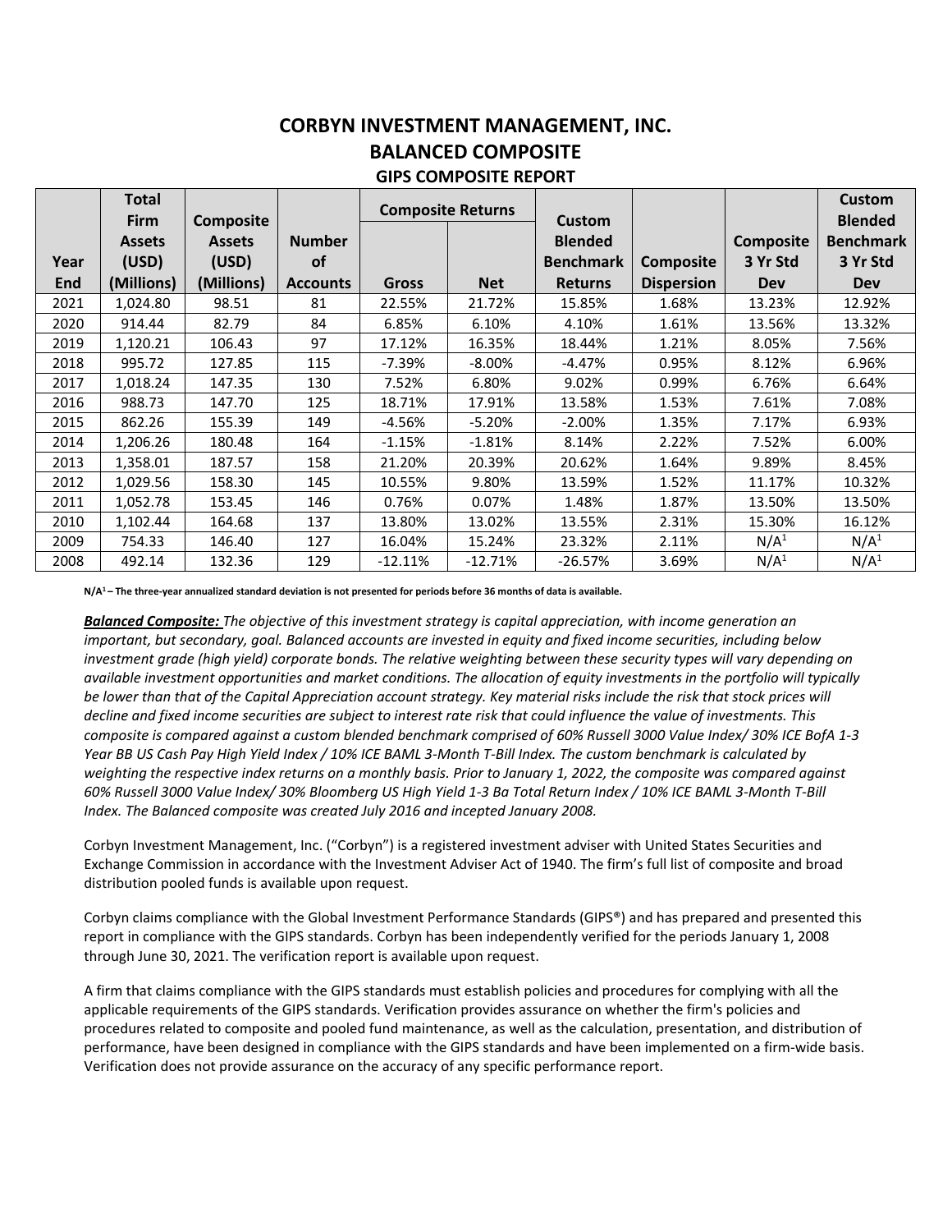# CORBYN INVESTMENT MANAGEMENT, INC.

## BALANCED COMPOSITE

### GIPS COMPOSITE REPORT

| Year End | Total Firm Assets (USD) (Millions) | Composite Assets (USD) (Millions) | Number of Accounts | Composite Returns | | Custom Blended Benchmark Returns | Composite Dispersion | Composite 3 Yr Std Dev | Custom Blended Benchmark 3 Yr Std Dev |
|---|---|---|---|---|---|---|---|---|---|
| | | | | Gross | Net | | | | |
| 2021 | 1,024.80 | 98.51 | 81 | 22.55% | 21.72% | 15.85% | 1.68% | 13.23% | 12.92% |
| 2020 | 914.44 | 82.79 | 84 | 6.85% | 6.10% | 4.10% | 1.61% | 13.56% | 13.32% |
| 2019 | 1,120.21 | 106.43 | 97 | 17.12% | 16.35% | 18.44% | 1.21% | 8.05% | 7.56% |
| 2018 | 995.72 | 127.85 | 115 | -7.39% | -8.00% | -4.47% | 0.95% | 8.12% | 6.96% |
| 2017 | 1,018.24 | 147.35 | 130 | 7.52% | 6.80% | 9.02% | 0.99% | 6.76% | 6.64% |
| 2016 | 988.73 | 147.70 | 125 | 18.71% | 17.91% | 13.58% | 1.53% | 7.61% | 7.08% |
| 2015 | 862.26 | 155.39 | 149 | -4.56% | -5.20% | -2.00% | 1.35% | 7.17% | 6.93% |
| 2014 | 1,206.26 | 180.48 | 164 | -1.15% | -1.81% | 8.14% | 2.22% | 7.52% | 6.00% |
| 2013 | 1,358.01 | 187.57 | 158 | 21.20% | 20.39% | 20.62% | 1.64% | 9.89% | 8.45% |
| 2012 | 1,029.56 | 158.30 | 145 | 10.55% | 9.80% | 13.59% | 1.52% | 11.17% | 10.32% |
| 2011 | 1,052.78 | 153.45 | 146 | 0.76% | 0.07% | 1.48% | 1.87% | 13.50% | 13.50% |
| 2010 | 1,102.44 | 164.68 | 137 | 13.80% | 13.02% | 13.55% | 2.31% | 15.30% | 16.12% |
| 2009 | 754.33 | 146.40 | 127 | 16.04% | 15.24% | 23.32% | 2.11% | N/A[1] | N/A[1] |
| 2008 | 492.14 | 132.36 | 129 | -12.11% | -12.71% | -26.57% | 3.69% | N/A[1] | N/A[1] |

**N/A[1] – The three-year annualized standard deviation is not presented for periods before 36 months of data is available.**

***Balanced Composite:*** *The objective of this investment strategy is capital appreciation, with income generation an important, but secondary, goal. Balanced accounts are invested in equity and fixed income securities, including below investment grade (high yield) corporate bonds. The relative weighting between these security types will vary depending on available investment opportunities and market conditions. The allocation of equity investments in the portfolio will typically be lower than that of the Capital Appreciation account strategy. Key material risks include the risk that stock prices will decline and fixed income securities are subject to interest rate risk that could influence the value of investments. This composite is compared against a custom blended benchmark comprised of 60% Russell 3000 Value Index/ 30% ICE BofA 1-3 Year BB US Cash Pay High Yield Index / 10% ICE BAML 3-Month T-Bill Index. The custom benchmark is calculated by weighting the respective index returns on a monthly basis. Prior to January 1, 2022, the composite was compared against 60% Russell 3000 Value Index/ 30% Bloomberg US High Yield 1-3 Ba Total Return Index / 10% ICE BAML 3-Month T-Bill Index. The Balanced composite was created July 2016 and incepted January 2008.*

Corbyn Investment Management, Inc. ("Corbyn") is a registered investment adviser with United States Securities and Exchange Commission in accordance with the Investment Adviser Act of 1940. The firm's full list of composite and broad distribution pooled funds is available upon request.

Corbyn claims compliance with the Global Investment Performance Standards (GIPS®) and has prepared and presented this report in compliance with the GIPS standards. Corbyn has been independently verified for the periods January 1, 2008 through June 30, 2021. The verification report is available upon request.

A firm that claims compliance with the GIPS standards must establish policies and procedures for complying with all the applicable requirements of the GIPS standards. Verification provides assurance on whether the firm's policies and procedures related to composite and pooled fund maintenance, as well as the calculation, presentation, and distribution of performance, have been designed in compliance with the GIPS standards and have been implemented on a firm-wide basis. Verification does not provide assurance on the accuracy of any specific performance report.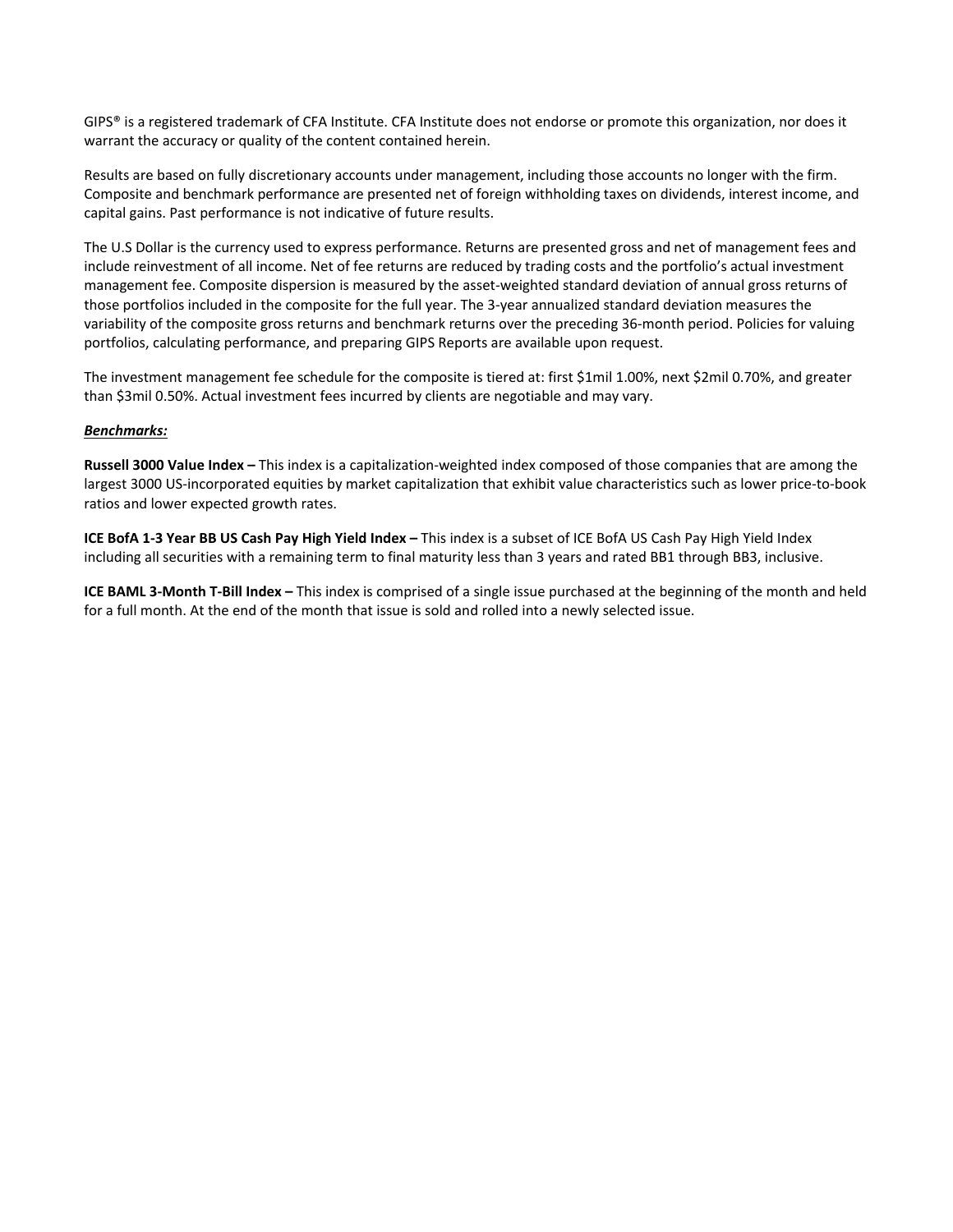GIPS® is a registered trademark of CFA Institute. CFA Institute does not endorse or promote this organization, nor does it warrant the accuracy or quality of the content contained herein.

Results are based on fully discretionary accounts under management, including those accounts no longer with the firm. Composite and benchmark performance are presented net of foreign withholding taxes on dividends, interest income, and capital gains. Past performance is not indicative of future results.

The U.S Dollar is the currency used to express performance. Returns are presented gross and net of management fees and include reinvestment of all income. Net of fee returns are reduced by trading costs and the portfolio's actual investment management fee. Composite dispersion is measured by the asset-weighted standard deviation of annual gross returns of those portfolios included in the composite for the full year. The 3-year annualized standard deviation measures the variability of the composite gross returns and benchmark returns over the preceding 36-month period. Policies for valuing portfolios, calculating performance, and preparing GIPS Reports are available upon request.

The investment management fee schedule for the composite is tiered at: first $1mil 1.00%, next $2mil 0.70%, and greater than $3mil 0.50%. Actual investment fees incurred by clients are negotiable and may vary.

***Benchmarks:***

**Russell 3000 Value Index –** This index is a capitalization-weighted index composed of those companies that are among the largest 3000 US-incorporated equities by market capitalization that exhibit value characteristics such as lower price-to-book ratios and lower expected growth rates.

**ICE BofA 1-3 Year BB US Cash Pay High Yield Index –** This index is a subset of ICE BofA US Cash Pay High Yield Index including all securities with a remaining term to final maturity less than 3 years and rated BB1 through BB3, inclusive.

**ICE BAML 3-Month T-Bill Index –** This index is comprised of a single issue purchased at the beginning of the month and held for a full month. At the end of the month that issue is sold and rolled into a newly selected issue.